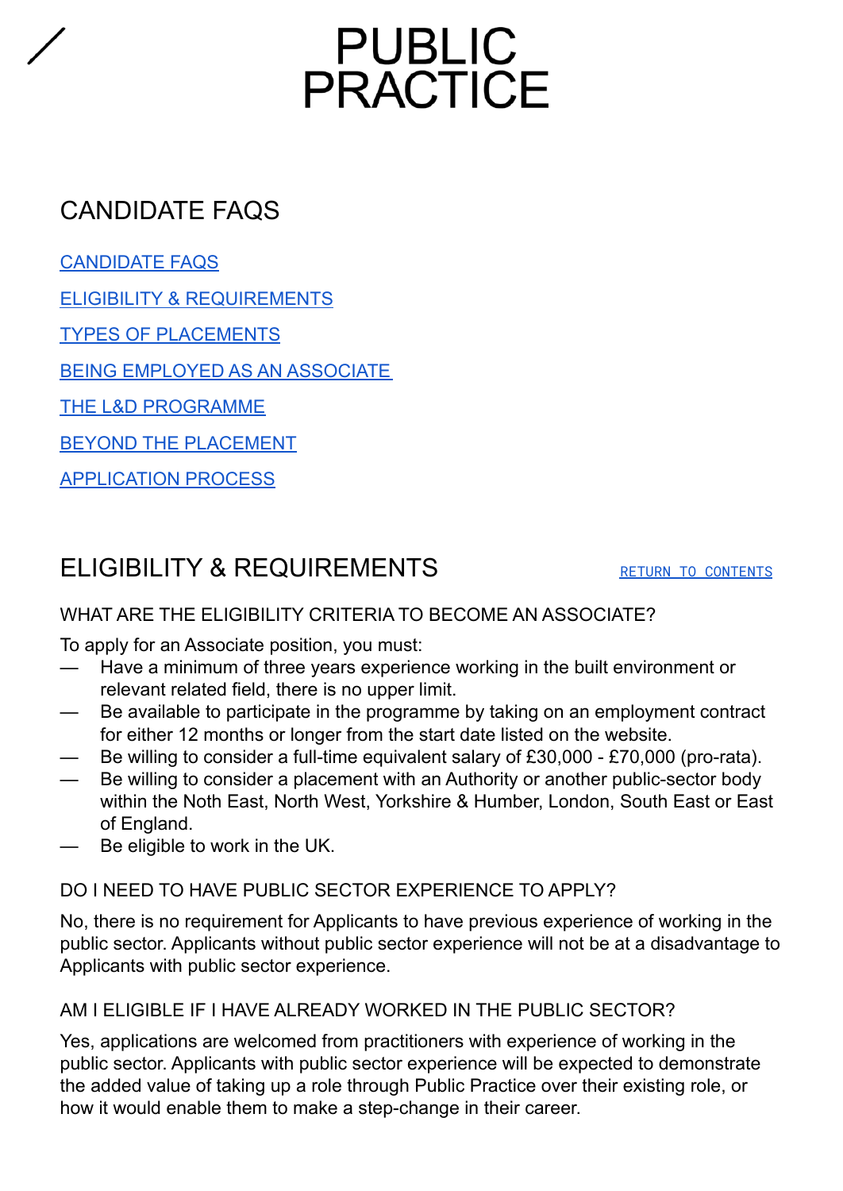# PUBLIC PRACTICE

## CANDIDATE FAQS

[CANDIDATE FAQS](#)

[ELIGIBILITY & REQUIREMENTS](#)

[TYPES OF PLACEMENTS](#)

[BEING EMPLOYED AS AN ASSOCIATE](#)

[THE L&D PROGRAMME](#)

[BEYOND THE PLACEMENT](#)

[APPLICATION PROCESS](#)

## ELIGIBILITY & REQUIREMENTS

[RETURN TO CONTENTS](#)

### WHAT ARE THE ELIGIBILITY CRITERIA TO BECOME AN ASSOCIATE?

To apply for an Associate position, you must:

- Have a minimum of three years experience working in the built environment or relevant related field, there is no upper limit.
- Be available to participate in the programme by taking on an employment contract for either 12 months or longer from the start date listed on the website.
- Be willing to consider a full-time equivalent salary of £30,000 - £70,000 (pro-rata).
- Be willing to consider a placement with an Authority or another public-sector body within the Noth East, North West, Yorkshire & Humber, London, South East or East of England.
- Be eligible to work in the UK.

### DO I NEED TO HAVE PUBLIC SECTOR EXPERIENCE TO APPLY?

No, there is no requirement for Applicants to have previous experience of working in the public sector. Applicants without public sector experience will not be at a disadvantage to Applicants with public sector experience.

### AM I ELIGIBLE IF I HAVE ALREADY WORKED IN THE PUBLIC SECTOR?

Yes, applications are welcomed from practitioners with experience of working in the public sector. Applicants with public sector experience will be expected to demonstrate the added value of taking up a role through Public Practice over their existing role, or how it would enable them to make a step-change in their career.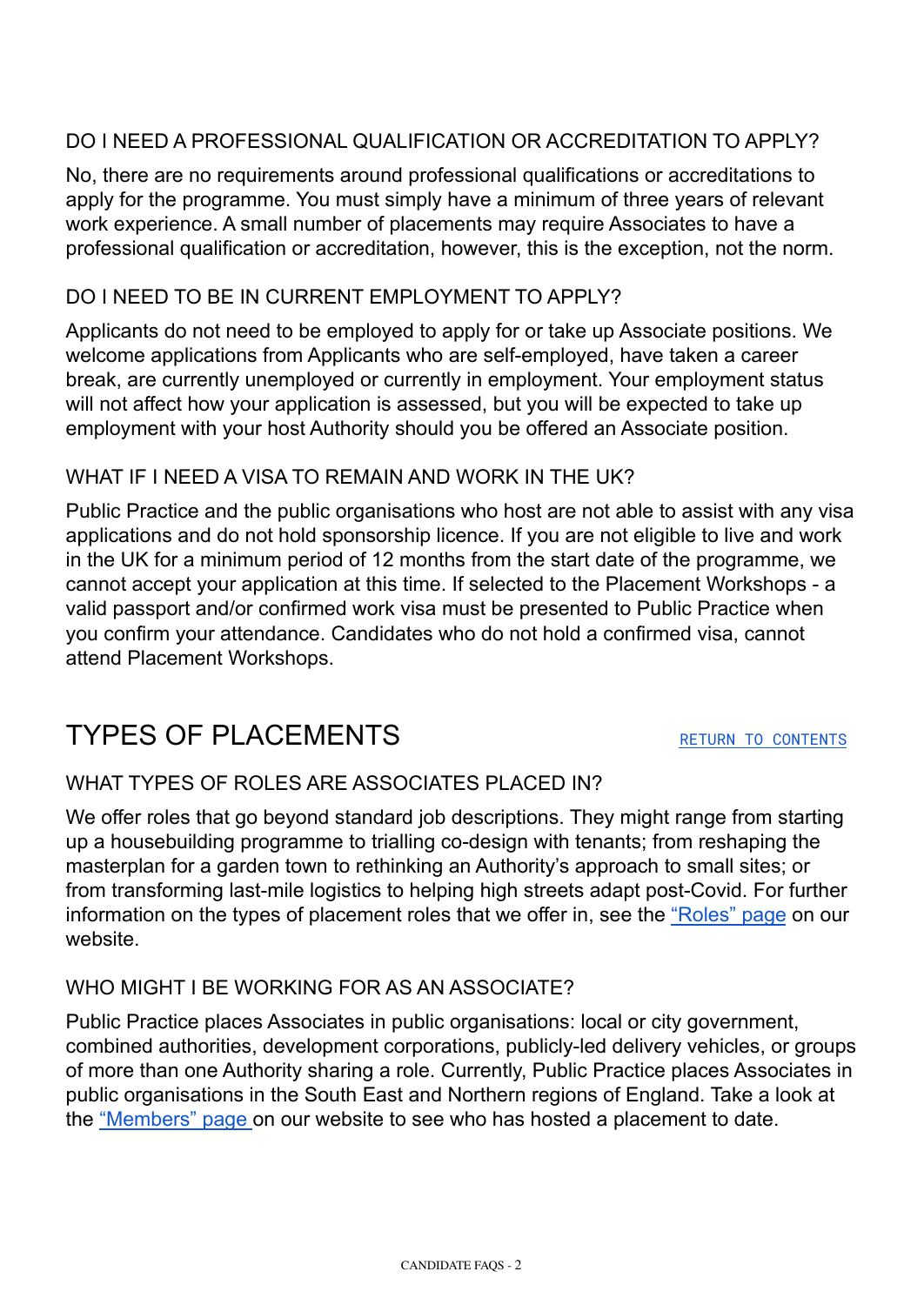### DO I NEED A PROFESSIONAL QUALIFICATION OR ACCREDITATION TO APPLY?

No, there are no requirements around professional qualifications or accreditations to apply for the programme. You must simply have a minimum of three years of relevant work experience. A small number of placements may require Associates to have a professional qualification or accreditation, however, this is the exception, not the norm.

### DO I NEED TO BE IN CURRENT EMPLOYMENT TO APPLY?

Applicants do not need to be employed to apply for or take up Associate positions. We welcome applications from Applicants who are self-employed, have taken a career break, are currently unemployed or currently in employment. Your employment status will not affect how your application is assessed, but you will be expected to take up employment with your host Authority should you be offered an Associate position.

### WHAT IF I NEED A VISA TO REMAIN AND WORK IN THE UK?

Public Practice and the public organisations who host are not able to assist with any visa applications and do not hold sponsorship licence. If you are not eligible to live and work in the UK for a minimum period of 12 months from the start date of the programme, we cannot accept your application at this time. If selected to the Placement Workshops - a valid passport and/or confirmed work visa must be presented to Public Practice when you confirm your attendance. Candidates who do not hold a confirmed visa, cannot attend Placement Workshops.

## TYPES OF PLACEMENTS

RETURN TO CONTENTS

### WHAT TYPES OF ROLES ARE ASSOCIATES PLACED IN?

We offer roles that go beyond standard job descriptions. They might range from starting up a housebuilding programme to trialling co-design with tenants; from reshaping the masterplan for a garden town to rethinking an Authority's approach to small sites; or from transforming last-mile logistics to helping high streets adapt post-Covid. For further information on the types of placement roles that we offer in, see the "Roles" page on our website.

### WHO MIGHT I BE WORKING FOR AS AN ASSOCIATE?

Public Practice places Associates in public organisations: local or city government, combined authorities, development corporations, publicly-led delivery vehicles, or groups of more than one Authority sharing a role. Currently, Public Practice places Associates in public organisations in the South East and Northern regions of England. Take a look at the "Members" page on our website to see who has hosted a placement to date.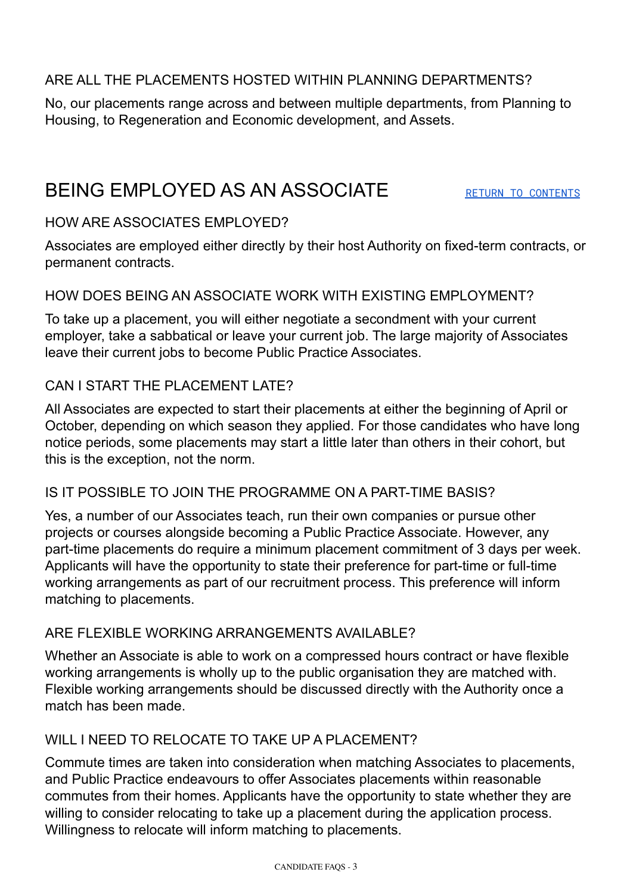### ARE ALL THE PLACEMENTS HOSTED WITHIN PLANNING DEPARTMENTS?

No, our placements range across and between multiple departments, from Planning to Housing, to Regeneration and Economic development, and Assets.

## BEING EMPLOYED AS AN ASSOCIATE

[RETURN TO CONTENTS]

### HOW ARE ASSOCIATES EMPLOYED?

Associates are employed either directly by their host Authority on fixed-term contracts, or permanent contracts.

### HOW DOES BEING AN ASSOCIATE WORK WITH EXISTING EMPLOYMENT?

To take up a placement, you will either negotiate a secondment with your current employer, take a sabbatical or leave your current job. The large majority of Associates leave their current jobs to become Public Practice Associates.

### CAN I START THE PLACEMENT LATE?

All Associates are expected to start their placements at either the beginning of April or October, depending on which season they applied. For those candidates who have long notice periods, some placements may start a little later than others in their cohort, but this is the exception, not the norm.

### IS IT POSSIBLE TO JOIN THE PROGRAMME ON A PART-TIME BASIS?

Yes, a number of our Associates teach, run their own companies or pursue other projects or courses alongside becoming a Public Practice Associate. However, any part-time placements do require a minimum placement commitment of 3 days per week. Applicants will have the opportunity to state their preference for part-time or full-time working arrangements as part of our recruitment process. This preference will inform matching to placements.

### ARE FLEXIBLE WORKING ARRANGEMENTS AVAILABLE?

Whether an Associate is able to work on a compressed hours contract or have flexible working arrangements is wholly up to the public organisation they are matched with. Flexible working arrangements should be discussed directly with the Authority once a match has been made.

### WILL I NEED TO RELOCATE TO TAKE UP A PLACEMENT?

Commute times are taken into consideration when matching Associates to placements, and Public Practice endeavours to offer Associates placements within reasonable commutes from their homes. Applicants have the opportunity to state whether they are willing to consider relocating to take up a placement during the application process. Willingness to relocate will inform matching to placements.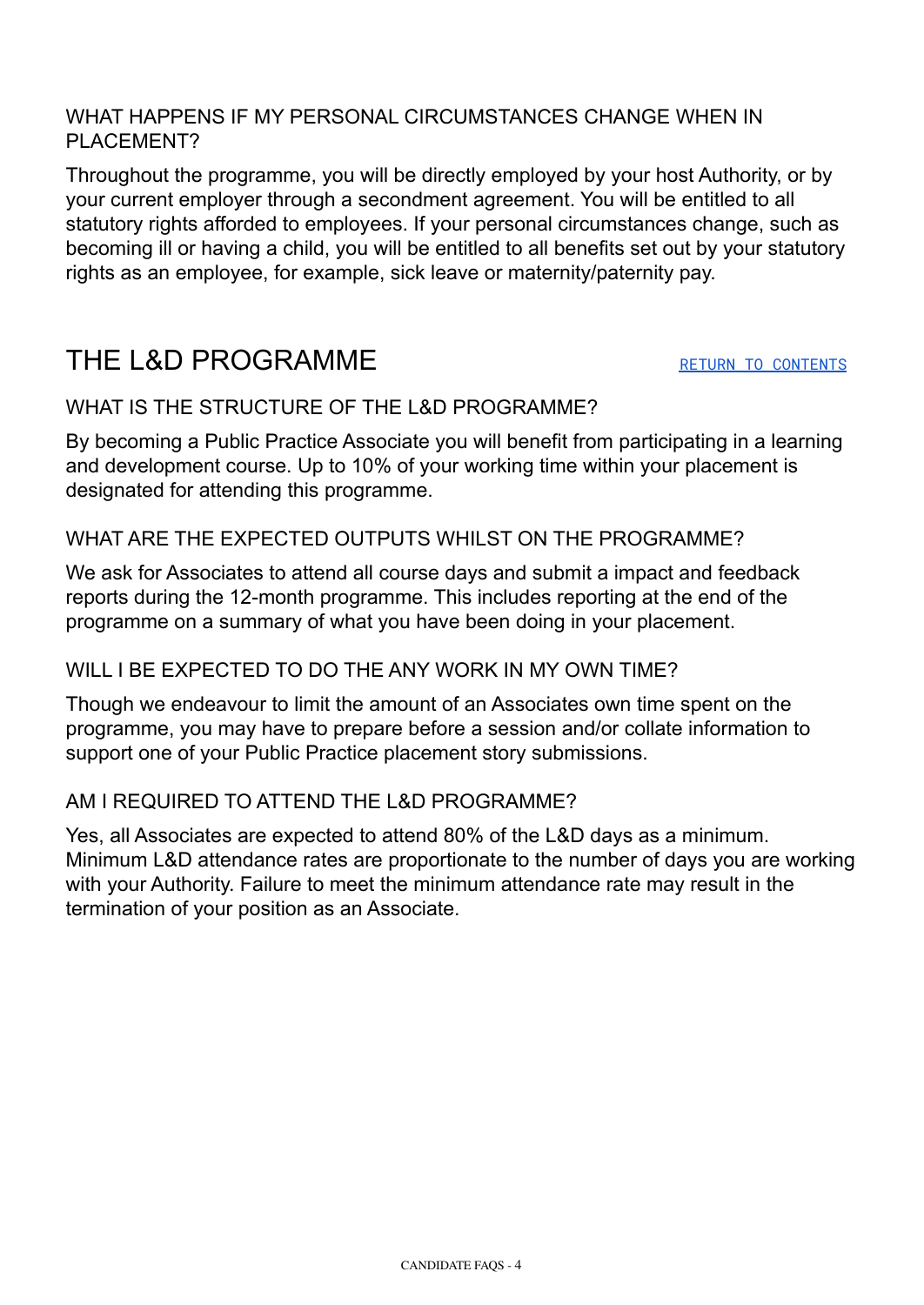### WHAT HAPPENS IF MY PERSONAL CIRCUMSTANCES CHANGE WHEN IN PLACEMENT?

Throughout the programme, you will be directly employed by your host Authority, or by your current employer through a secondment agreement. You will be entitled to all statutory rights afforded to employees. If your personal circumstances change, such as becoming ill or having a child, you will be entitled to all benefits set out by your statutory rights as an employee, for example, sick leave or maternity/paternity pay.

## THE L&D PROGRAMME

RETURN TO CONTENTS

### WHAT IS THE STRUCTURE OF THE L&D PROGRAMME?

By becoming a Public Practice Associate you will benefit from participating in a learning and development course. Up to 10% of your working time within your placement is designated for attending this programme.

### WHAT ARE THE EXPECTED OUTPUTS WHILST ON THE PROGRAMME?

We ask for Associates to attend all course days and submit a impact and feedback reports during the 12-month programme. This includes reporting at the end of the programme on a summary of what you have been doing in your placement.

### WILL I BE EXPECTED TO DO THE ANY WORK IN MY OWN TIME?

Though we endeavour to limit the amount of an Associates own time spent on the programme, you may have to prepare before a session and/or collate information to support one of your Public Practice placement story submissions.

### AM I REQUIRED TO ATTEND THE L&D PROGRAMME?

Yes, all Associates are expected to attend 80% of the L&D days as a minimum. Minimum L&D attendance rates are proportionate to the number of days you are working with your Authority. Failure to meet the minimum attendance rate may result in the termination of your position as an Associate.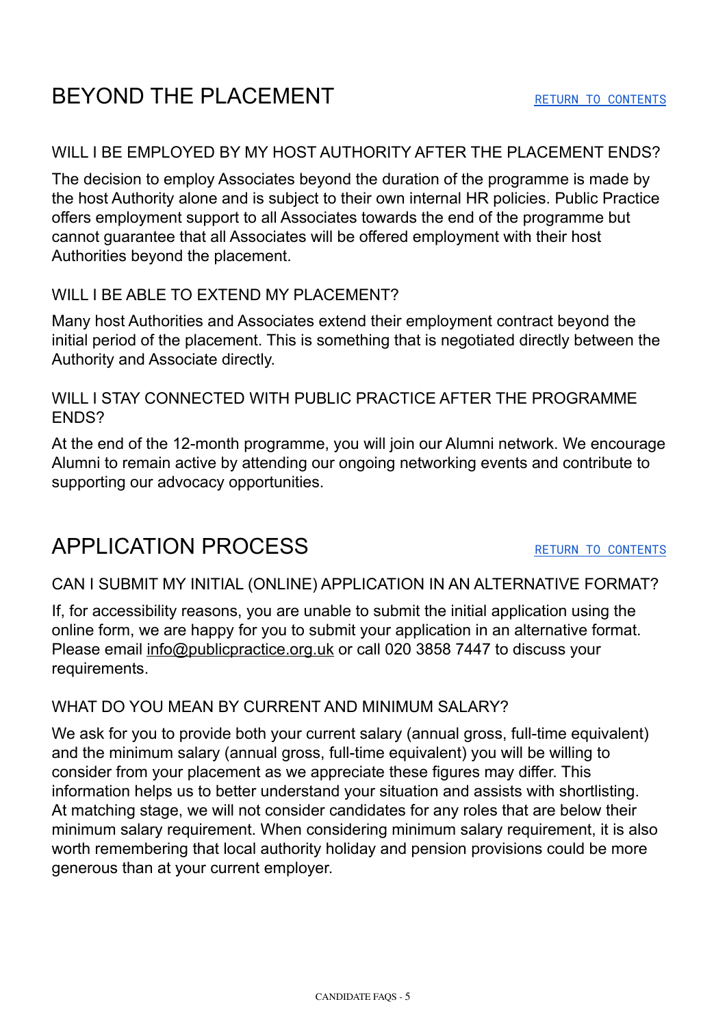## BEYOND THE PLACEMENT

[RETURN TO CONTENTS]

### WILL I BE EMPLOYED BY MY HOST AUTHORITY AFTER THE PLACEMENT ENDS?

The decision to employ Associates beyond the duration of the programme is made by the host Authority alone and is subject to their own internal HR policies. Public Practice offers employment support to all Associates towards the end of the programme but cannot guarantee that all Associates will be offered employment with their host Authorities beyond the placement.

### WILL I BE ABLE TO EXTEND MY PLACEMENT?

Many host Authorities and Associates extend their employment contract beyond the initial period of the placement. This is something that is negotiated directly between the Authority and Associate directly.

### WILL I STAY CONNECTED WITH PUBLIC PRACTICE AFTER THE PROGRAMME ENDS?

At the end of the 12-month programme, you will join our Alumni network. We encourage Alumni to remain active by attending our ongoing networking events and contribute to supporting our advocacy opportunities.

## APPLICATION PROCESS

[RETURN TO CONTENTS]

### CAN I SUBMIT MY INITIAL (ONLINE) APPLICATION IN AN ALTERNATIVE FORMAT?

If, for accessibility reasons, you are unable to submit the initial application using the online form, we are happy for you to submit your application in an alternative format. Please email info@publicpractice.org.uk or call 020 3858 7447 to discuss your requirements.

### WHAT DO YOU MEAN BY CURRENT AND MINIMUM SALARY?

We ask for you to provide both your current salary (annual gross, full-time equivalent) and the minimum salary (annual gross, full-time equivalent) you will be willing to consider from your placement as we appreciate these figures may differ. This information helps us to better understand your situation and assists with shortlisting. At matching stage, we will not consider candidates for any roles that are below their minimum salary requirement. When considering minimum salary requirement, it is also worth remembering that local authority holiday and pension provisions could be more generous than at your current employer.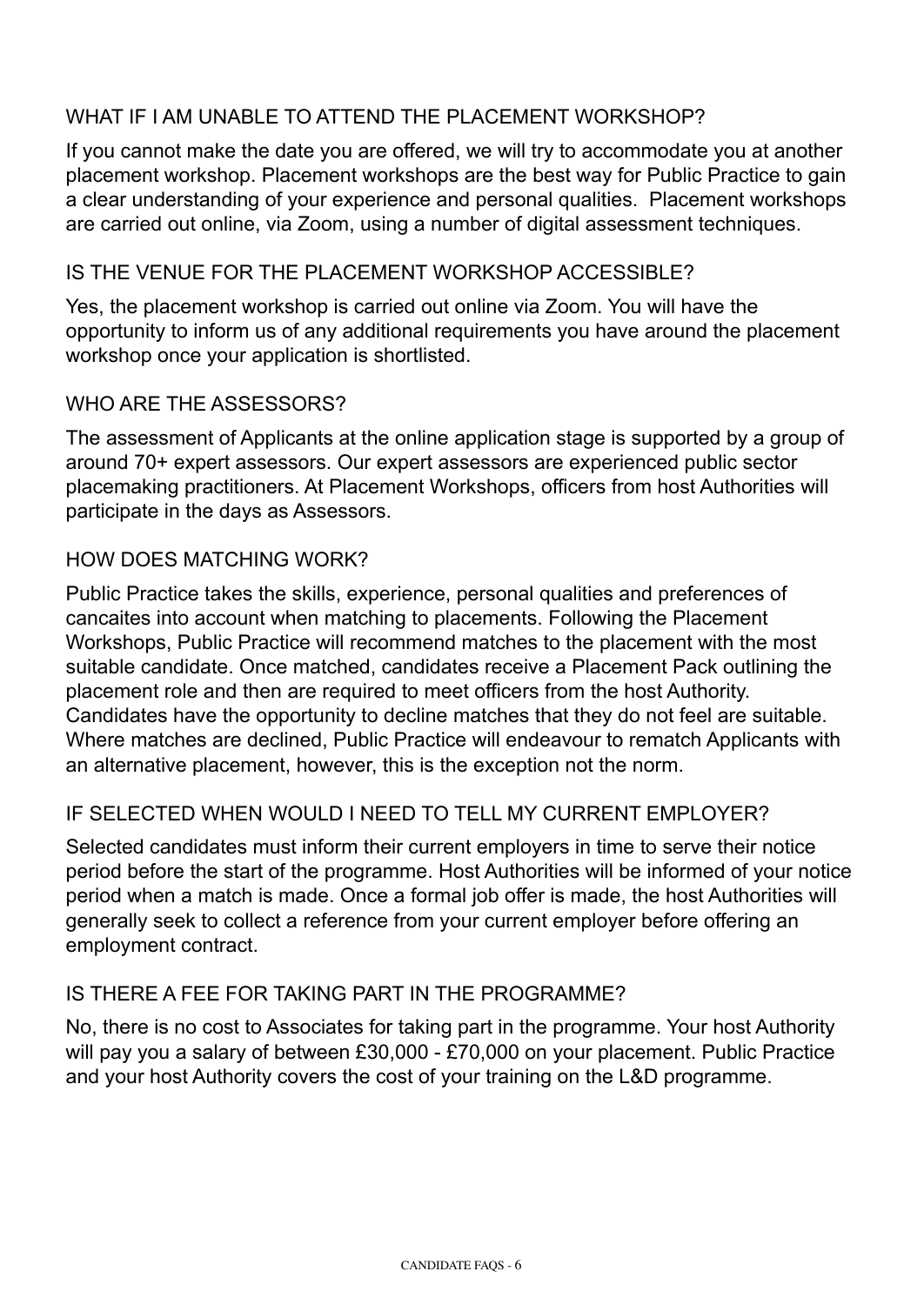## WHAT IF I AM UNABLE TO ATTEND THE PLACEMENT WORKSHOP?

If you cannot make the date you are offered, we will try to accommodate you at another placement workshop. Placement workshops are the best way for Public Practice to gain a clear understanding of your experience and personal qualities. Placement workshops are carried out online, via Zoom, using a number of digital assessment techniques.

## IS THE VENUE FOR THE PLACEMENT WORKSHOP ACCESSIBLE?

Yes, the placement workshop is carried out online via Zoom. You will have the opportunity to inform us of any additional requirements you have around the placement workshop once your application is shortlisted.

## WHO ARE THE ASSESSORS?

The assessment of Applicants at the online application stage is supported by a group of around 70+ expert assessors. Our expert assessors are experienced public sector placemaking practitioners. At Placement Workshops, officers from host Authorities will participate in the days as Assessors.

## HOW DOES MATCHING WORK?

Public Practice takes the skills, experience, personal qualities and preferences of cancaites into account when matching to placements. Following the Placement Workshops, Public Practice will recommend matches to the placement with the most suitable candidate. Once matched, candidates receive a Placement Pack outlining the placement role and then are required to meet officers from the host Authority. Candidates have the opportunity to decline matches that they do not feel are suitable. Where matches are declined, Public Practice will endeavour to rematch Applicants with an alternative placement, however, this is the exception not the norm.

## IF SELECTED WHEN WOULD I NEED TO TELL MY CURRENT EMPLOYER?

Selected candidates must inform their current employers in time to serve their notice period before the start of the programme. Host Authorities will be informed of your notice period when a match is made. Once a formal job offer is made, the host Authorities will generally seek to collect a reference from your current employer before offering an employment contract.

## IS THERE A FEE FOR TAKING PART IN THE PROGRAMME?

No, there is no cost to Associates for taking part in the programme. Your host Authority will pay you a salary of between £30,000 - £70,000 on your placement. Public Practice and your host Authority covers the cost of your training on the L&D programme.